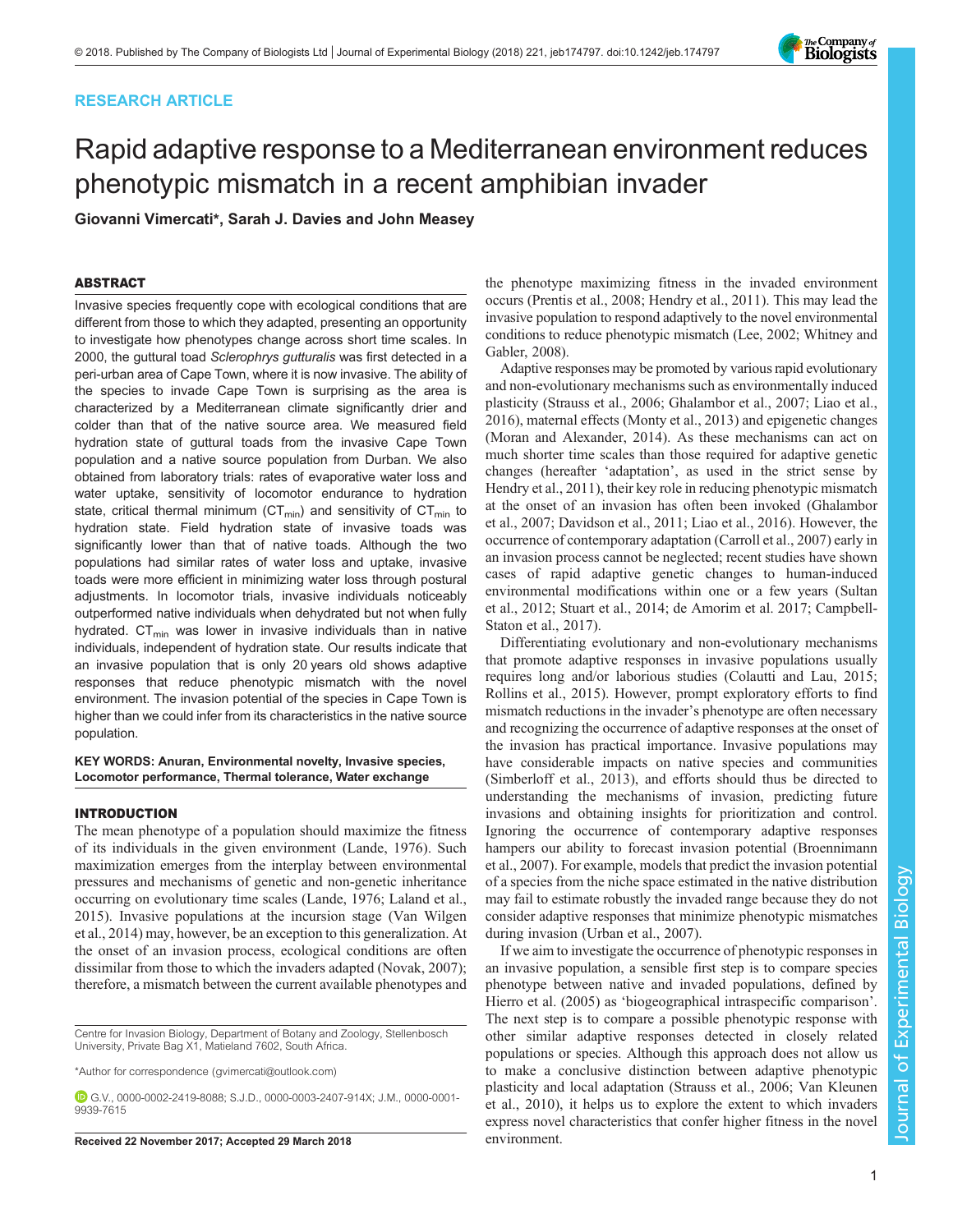RESEARCH ARTICLE

# Rapid adaptive response to a Mediterranean environment reduces phenotypic mismatch in a recent amphibian invader

**Giovanni Vimercati\*, Sarah J. Davies and John Measey**

## ABSTRACT

Invasive species frequently cope with ecological conditions that are different from those to which they adapted, presenting an opportunity to investigate how phenotypes change across short time scales. In 2000, the guttural toad *Sclerophrys gutturalis* was first detected in a peri-urban area of Cape Town, where it is now invasive. The ability of the species to invade Cape Town is surprising as the area is characterized by a Mediterranean climate significantly drier and colder than that of the native source area. We measured field hydration state of guttural toads from the invasive Cape Town population and a native source population from Durban. We also obtained from laboratory trials: rates of evaporative water loss and water uptake, sensitivity of locomotor endurance to hydration state, critical thermal minimum ($CT_{min}$) and sensitivity of $CT_{min}$ to hydration state. Field hydration state of invasive toads was significantly lower than that of native toads. Although the two populations had similar rates of water loss and uptake, invasive toads were more efficient in minimizing water loss through postural adjustments. In locomotor trials, invasive individuals noticeably outperformed native individuals when dehydrated but not when fully hydrated. $CT_{min}$ was lower in invasive individuals than in native individuals, independent of hydration state. Our results indicate that an invasive population that is only 20 years old shows adaptive responses that reduce phenotypic mismatch with the novel environment. The invasion potential of the species in Cape Town is higher than we could infer from its characteristics in the native source population.

**KEY WORDS: Anuran, Environmental novelty, Invasive species, Locomotor performance, Thermal tolerance, Water exchange**

## INTRODUCTION

The mean phenotype of a population should maximize the fitness of its individuals in the given environment (Lande, 1976). Such maximization emerges from the interplay between environmental pressures and mechanisms of genetic and non-genetic inheritance occurring on evolutionary time scales (Lande, 1976; Laland et al., 2015). Invasive populations at the incursion stage (Van Wilgen et al., 2014) may, however, be an exception to this generalization. At the onset of an invasion process, ecological conditions are often dissimilar from those to which the invaders adapted (Novak, 2007); therefore, a mismatch between the current available phenotypes and the phenotype maximizing fitness in the invaded environment occurs (Prentis et al., 2008; Hendry et al., 2011). This may lead the invasive population to respond adaptively to the novel environmental conditions to reduce phenotypic mismatch (Lee, 2002; Whitney and Gabler, 2008).

Adaptive responses may be promoted by various rapid evolutionary and non-evolutionary mechanisms such as environmentally induced plasticity (Strauss et al., 2006; Ghalambor et al., 2007; Liao et al., 2016), maternal effects (Monty et al., 2013) and epigenetic changes (Moran and Alexander, 2014). As these mechanisms can act on much shorter time scales than those required for adaptive genetic changes (hereafter 'adaptation', as used in the strict sense by Hendry et al., 2011), their key role in reducing phenotypic mismatch at the onset of an invasion has often been invoked (Ghalambor et al., 2007; Davidson et al., 2011; Liao et al., 2016). However, the occurrence of contemporary adaptation (Carroll et al., 2007) early in an invasion process cannot be neglected; recent studies have shown cases of rapid adaptive genetic changes to human-induced environmental modifications within one or a few years (Sultan et al., 2012; Stuart et al., 2014; de Amorim et al. 2017; Campbell-Staton et al., 2017).

Differentiating evolutionary and non-evolutionary mechanisms that promote adaptive responses in invasive populations usually requires long and/or laborious studies (Colautti and Lau, 2015; Rollins et al., 2015). However, prompt exploratory efforts to find mismatch reductions in the invader's phenotype are often necessary and recognizing the occurrence of adaptive responses at the onset of the invasion has practical importance. Invasive populations may have considerable impacts on native species and communities (Simberloff et al., 2013), and efforts should thus be directed to understanding the mechanisms of invasion, predicting future invasions and obtaining insights for prioritization and control. Ignoring the occurrence of contemporary adaptive responses hampers our ability to forecast invasion potential (Broennimann et al., 2007). For example, models that predict the invasion potential of a species from the niche space estimated in the native distribution may fail to estimate robustly the invaded range because they do not consider adaptive responses that minimize phenotypic mismatches during invasion (Urban et al., 2007).

If we aim to investigate the occurrence of phenotypic responses in an invasive population, a sensible first step is to compare species phenotype between native and invaded populations, defined by Hierro et al. (2005) as 'biogeographical intraspecific comparison'. The next step is to compare a possible phenotypic response with other similar adaptive responses detected in closely related populations or species. Although this approach does not allow us to make a conclusive distinction between adaptive phenotypic plasticity and local adaptation (Strauss et al., 2006; Van Kleunen et al., 2010), it helps us to explore the extent to which invaders express novel characteristics that confer higher fitness in the novel environment.

Centre for Invasion Biology, Department of Botany and Zoology, Stellenbosch University, Private Bag X1, Matieland 7602, South Africa.

\*Author for correspondence (gvimercati@outlook.com)

G.V., 0000-0002-2419-8088; S.J.D., 0000-0003-2407-914X; J.M., 0000-0001-9939-7615

Received 22 November 2017; Accepted 29 March 2018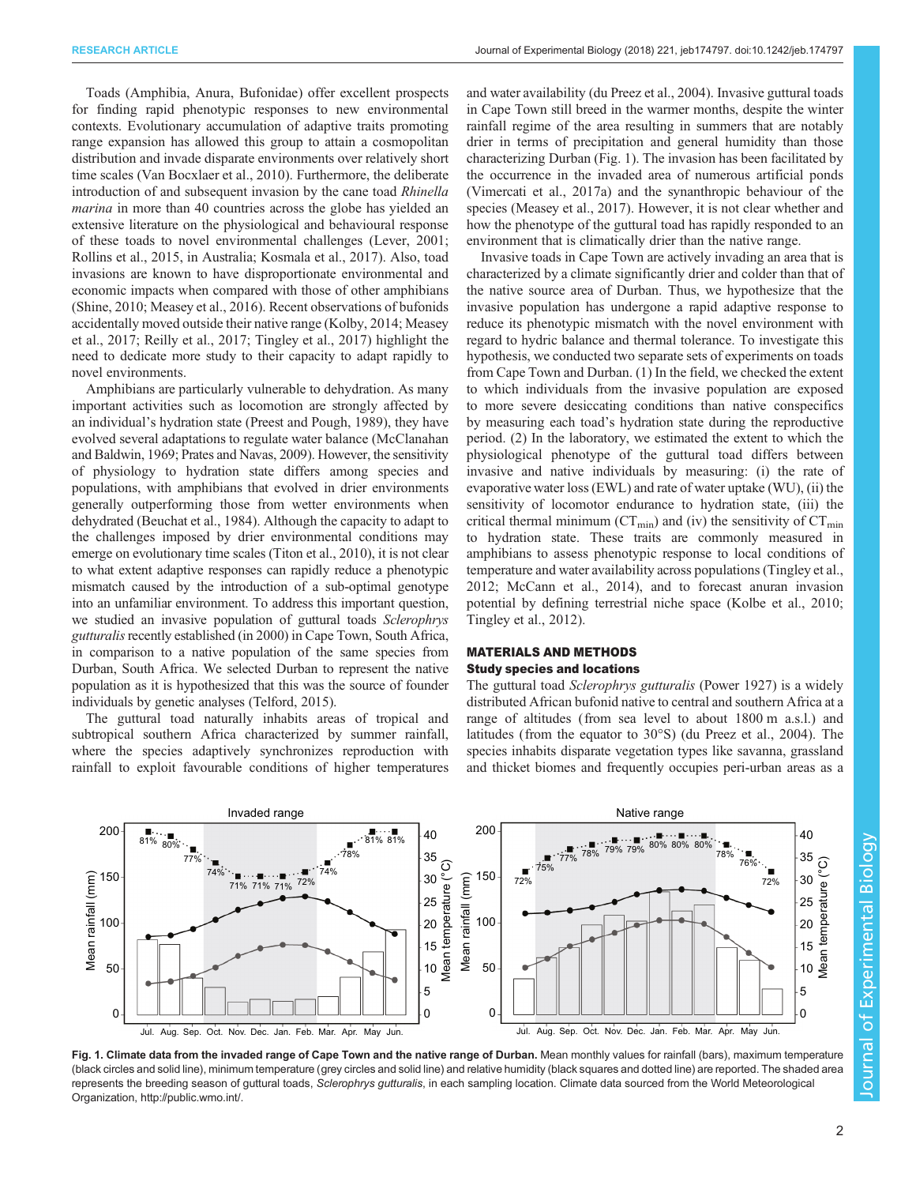Toads (Amphibia, Anura, Bufonidae) offer excellent prospects for finding rapid phenotypic responses to new environmental contexts. Evolutionary accumulation of adaptive traits promoting range expansion has allowed this group to attain a cosmopolitan distribution and invade disparate environments over relatively short time scales (Van Bocxlaer et al., 2010). Furthermore, the deliberate introduction of and subsequent invasion by the cane toad *Rhinella marina* in more than 40 countries across the globe has yielded an extensive literature on the physiological and behavioural response of these toads to novel environmental challenges (Lever, 2001; Rollins et al., 2015, in Australia; Kosmala et al., 2017). Also, toad invasions are known to have disproportionate environmental and economic impacts when compared with those of other amphibians (Shine, 2010; Measey et al., 2016). Recent observations of bufonids accidentally moved outside their native range (Kolby, 2014; Measey et al., 2017; Reilly et al., 2017; Tingley et al., 2017) highlight the need to dedicate more study to their capacity to adapt rapidly to novel environments.

Amphibians are particularly vulnerable to dehydration. As many important activities such as locomotion are strongly affected by an individual's hydration state (Preest and Pough, 1989), they have evolved several adaptations to regulate water balance (McClanahan and Baldwin, 1969; Prates and Navas, 2009). However, the sensitivity of physiology to hydration state differs among species and populations, with amphibians that evolved in drier environments generally outperforming those from wetter environments when dehydrated (Beuchat et al., 1984). Although the capacity to adapt to the challenges imposed by drier environmental conditions may emerge on evolutionary time scales (Titon et al., 2010), it is not clear to what extent adaptive responses can rapidly reduce a phenotypic mismatch caused by the introduction of a sub-optimal genotype into an unfamiliar environment. To address this important question, we studied an invasive population of guttural toads *Sclerophrys gutturalis* recently established (in 2000) in Cape Town, South Africa, in comparison to a native population of the same species from Durban, South Africa. We selected Durban to represent the native population as it is hypothesized that this was the source of founder individuals by genetic analyses (Telford, 2015).

The guttural toad naturally inhabits areas of tropical and subtropical southern Africa characterized by summer rainfall, where the species adaptively synchronizes reproduction with rainfall to exploit favourable conditions of higher temperatures and water availability (du Preez et al., 2004). Invasive guttural toads in Cape Town still breed in the warmer months, despite the winter rainfall regime of the area resulting in summers that are notably drier in terms of precipitation and general humidity than those characterizing Durban (Fig. 1). The invasion has been facilitated by the occurrence in the invaded area of numerous artificial ponds (Vimercati et al., 2017a) and the synanthropic behaviour of the species (Measey et al., 2017). However, it is not clear whether and how the phenotype of the guttural toad has rapidly responded to an environment that is climatically drier than the native range.

Invasive toads in Cape Town are actively invading an area that is characterized by a climate significantly drier and colder than that of the native source area of Durban. Thus, we hypothesize that the invasive population has undergone a rapid adaptive response to reduce its phenotypic mismatch with the novel environment with regard to hydric balance and thermal tolerance. To investigate this hypothesis, we conducted two separate sets of experiments on toads from Cape Town and Durban. (1) In the field, we checked the extent to which individuals from the invasive population are exposed to more severe desiccating conditions than native conspecifics by measuring each toad's hydration state during the reproductive period. (2) In the laboratory, we estimated the extent to which the physiological phenotype of the guttural toad differs between invasive and native individuals by measuring: (i) the rate of evaporative water loss (EWL) and rate of water uptake (WU), (ii) the sensitivity of locomotor endurance to hydration state, (iii) the critical thermal minimum ($CT_{min}$) and (iv) the sensitivity of $CT_{min}$ to hydration state. These traits are commonly measured in amphibians to assess phenotypic response to local conditions of temperature and water availability across populations (Tingley et al., 2012; McCann et al., 2014), and to forecast anuran invasion potential by defining terrestrial niche space (Kolbe et al., 2010; Tingley et al., 2012).

## MATERIALS AND METHODS

### Study species and locations

The guttural toad *Sclerophrys gutturalis* (Power 1927) is a widely distributed African bufonid native to central and southern Africa at a range of altitudes (from sea level to about 1800 m a.s.l.) and latitudes (from the equator to 30°S) (du Preez et al., 2004). The species inhabits disparate vegetation types like savanna, grassland and thicket biomes and frequently occupies peri-urban areas as a

**Fig. 1. Climate data from the invaded range of Cape Town and the native range of Durban.** Mean monthly values for rainfall (bars), maximum temperature (black circles and solid line), minimum temperature (grey circles and solid line) and relative humidity (black squares and dotted line) are reported. The shaded area represents the breeding season of guttural toads, *Sclerophrys gutturalis*, in each sampling location. Climate data sourced from the World Meteorological Organization, http://public.wmo.int/.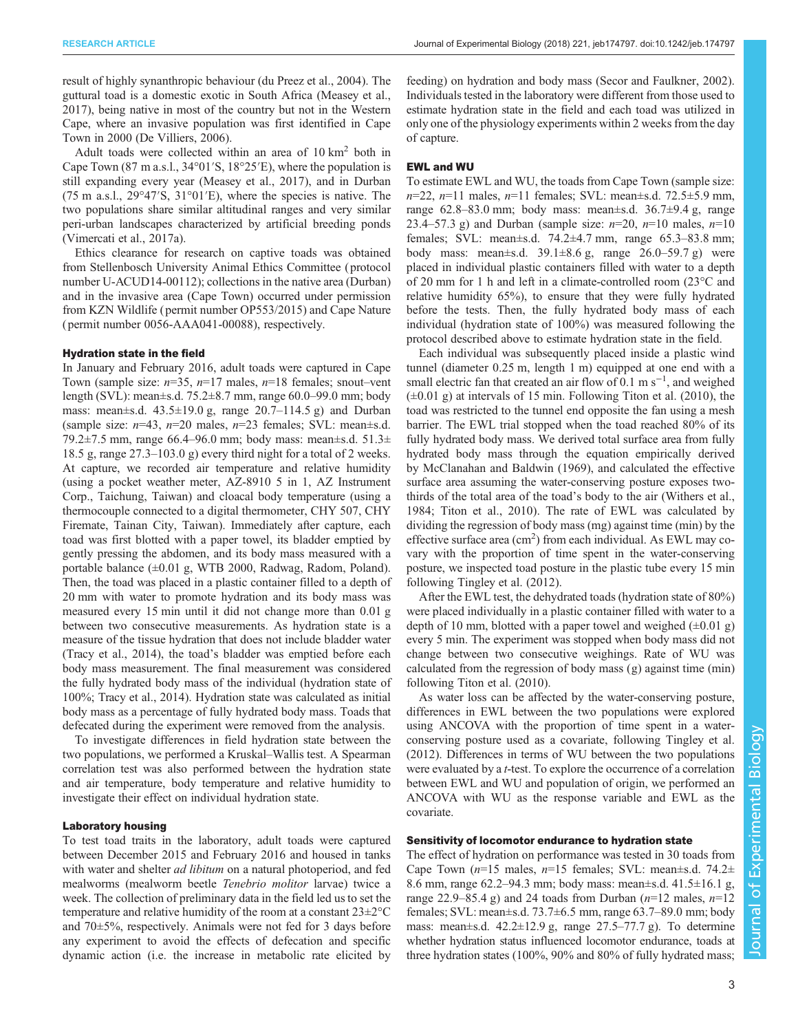result of highly synanthropic behaviour (du Preez et al., 2004). The guttural toad is a domestic exotic in South Africa (Measey et al., 2017), being native in most of the country but not in the Western Cape, where an invasive population was first identified in Cape Town in 2000 (De Villiers, 2006).

Adult toads were collected within an area of 10 km$^2$ both in Cape Town (87 m a.s.l., 34°01′S, 18°25′E), where the population is still expanding every year (Measey et al., 2017), and in Durban (75 m a.s.l., 29°47′S, 31°01′E), where the species is native. The two populations share similar altitudinal ranges and very similar peri-urban landscapes characterized by artificial breeding ponds (Vimercati et al., 2017a).

Ethics clearance for research on captive toads was obtained from Stellenbosch University Animal Ethics Committee (protocol number U-ACUD14-00112); collections in the native area (Durban) and in the invasive area (Cape Town) occurred under permission from KZN Wildlife (permit number OP553/2015) and Cape Nature (permit number 0056-AAA041-00088), respectively.

### Hydration state in the field

In January and February 2016, adult toads were captured in Cape Town (sample size: $n$=35, $n$=17 males, $n$=18 females; snout–vent length (SVL): mean±s.d. 75.2±8.7 mm, range 60.0–99.0 mm; body mass: mean±s.d. 43.5±19.0 g, range 20.7–114.5 g) and Durban (sample size: $n$=43, $n$=20 males, $n$=23 females; SVL: mean±s.d. 79.2±7.5 mm, range 66.4–96.0 mm; body mass: mean±s.d. 51.3±18.5 g, range 27.3–103.0 g) every third night for a total of 2 weeks. At capture, we recorded air temperature and relative humidity (using a pocket weather meter, AZ-8910 5 in 1, AZ Instrument Corp., Taichung, Taiwan) and cloacal body temperature (using a thermocouple connected to a digital thermometer, CHY 507, CHY Firemate, Tainan City, Taiwan). Immediately after capture, each toad was first blotted with a paper towel, its bladder emptied by gently pressing the abdomen, and its body mass measured with a portable balance (±0.01 g, WTB 2000, Radwag, Radom, Poland). Then, the toad was placed in a plastic container filled to a depth of 20 mm with water to promote hydration and its body mass was measured every 15 min until it did not change more than 0.01 g between two consecutive measurements. As hydration state is a measure of the tissue hydration that does not include bladder water (Tracy et al., 2014), the toad's bladder was emptied before each body mass measurement. The final measurement was considered the fully hydrated body mass of the individual (hydration state of 100%; Tracy et al., 2014). Hydration state was calculated as initial body mass as a percentage of fully hydrated body mass. Toads that defecated during the experiment were removed from the analysis.

To investigate differences in field hydration state between the two populations, we performed a Kruskal–Wallis test. A Spearman correlation test was also performed between the hydration state and air temperature, body temperature and relative humidity to investigate their effect on individual hydration state.

### Laboratory housing

To test toad traits in the laboratory, adult toads were captured between December 2015 and February 2016 and housed in tanks with water and shelter *ad libitum* on a natural photoperiod, and fed mealworms (mealworm beetle *Tenebrio molitor* larvae) twice a week. The collection of preliminary data in the field led us to set the temperature and relative humidity of the room at a constant 23±2°C and 70±5%, respectively. Animals were not fed for 3 days before any experiment to avoid the effects of defecation and specific dynamic action (i.e. the increase in metabolic rate elicited by feeding) on hydration and body mass (Secor and Faulkner, 2002). Individuals tested in the laboratory were different from those used to estimate hydration state in the field and each toad was utilized in only one of the physiology experiments within 2 weeks from the day of capture.

### EWL and WU

To estimate EWL and WU, the toads from Cape Town (sample size: $n$=22, $n$=11 males, $n$=11 females; SVL: mean±s.d. 72.5±5.9 mm, range 62.8–83.0 mm; body mass: mean±s.d. 36.7±9.4 g, range 23.4–57.3 g) and Durban (sample size: $n$=20, $n$=10 males, $n$=10 females; SVL: mean±s.d. 74.2±4.7 mm, range 65.3–83.8 mm; body mass: mean±s.d. 39.1±8.6 g, range 26.0–59.7 g) were placed in individual plastic containers filled with water to a depth of 20 mm for 1 h and left in a climate-controlled room (23°C and relative humidity 65%), to ensure that they were fully hydrated before the tests. Then, the fully hydrated body mass of each individual (hydration state of 100%) was measured following the protocol described above to estimate hydration state in the field.

Each individual was subsequently placed inside a plastic wind tunnel (diameter 0.25 m, length 1 m) equipped at one end with a small electric fan that created an air flow of 0.1 m s$^{-1}$, and weighed (±0.01 g) at intervals of 15 min. Following Titon et al. (2010), the toad was restricted to the tunnel end opposite the fan using a mesh barrier. The EWL trial stopped when the toad reached 80% of its fully hydrated body mass. We derived total surface area from fully hydrated body mass through the equation empirically derived by McClanahan and Baldwin (1969), and calculated the effective surface area assuming the water-conserving posture exposes two-thirds of the total area of the toad's body to the air (Withers et al., 1984; Titon et al., 2010). The rate of EWL was calculated by dividing the regression of body mass (mg) against time (min) by the effective surface area (cm$^2$) from each individual. As EWL may co-vary with the proportion of time spent in the water-conserving posture, we inspected toad posture in the plastic tube every 15 min following Tingley et al. (2012).

After the EWL test, the dehydrated toads (hydration state of 80%) were placed individually in a plastic container filled with water to a depth of 10 mm, blotted with a paper towel and weighed (±0.01 g) every 5 min. The experiment was stopped when body mass did not change between two consecutive weighings. Rate of WU was calculated from the regression of body mass (g) against time (min) following Titon et al. (2010).

As water loss can be affected by the water-conserving posture, differences in EWL between the two populations were explored using ANCOVA with the proportion of time spent in a water-conserving posture used as a covariate, following Tingley et al. (2012). Differences in terms of WU between the two populations were evaluated by a $t$-test. To explore the occurrence of a correlation between EWL and WU and population of origin, we performed an ANCOVA with WU as the response variable and EWL as the covariate.

### Sensitivity of locomotor endurance to hydration state

The effect of hydration on performance was tested in 30 toads from Cape Town ($n$=15 males, $n$=15 females; SVL: mean±s.d. 74.2±8.6 mm, range 62.2–94.3 mm; body mass: mean±s.d. 41.5±16.1 g, range 22.9–85.4 g) and 24 toads from Durban ($n$=12 males, $n$=12 females; SVL: mean±s.d. 73.7±6.5 mm, range 63.7–89.0 mm; body mass: mean±s.d. 42.2±12.9 g, range 27.5–77.7 g). To determine whether hydration status influenced locomotor endurance, toads at three hydration states (100%, 90% and 80% of fully hydrated mass;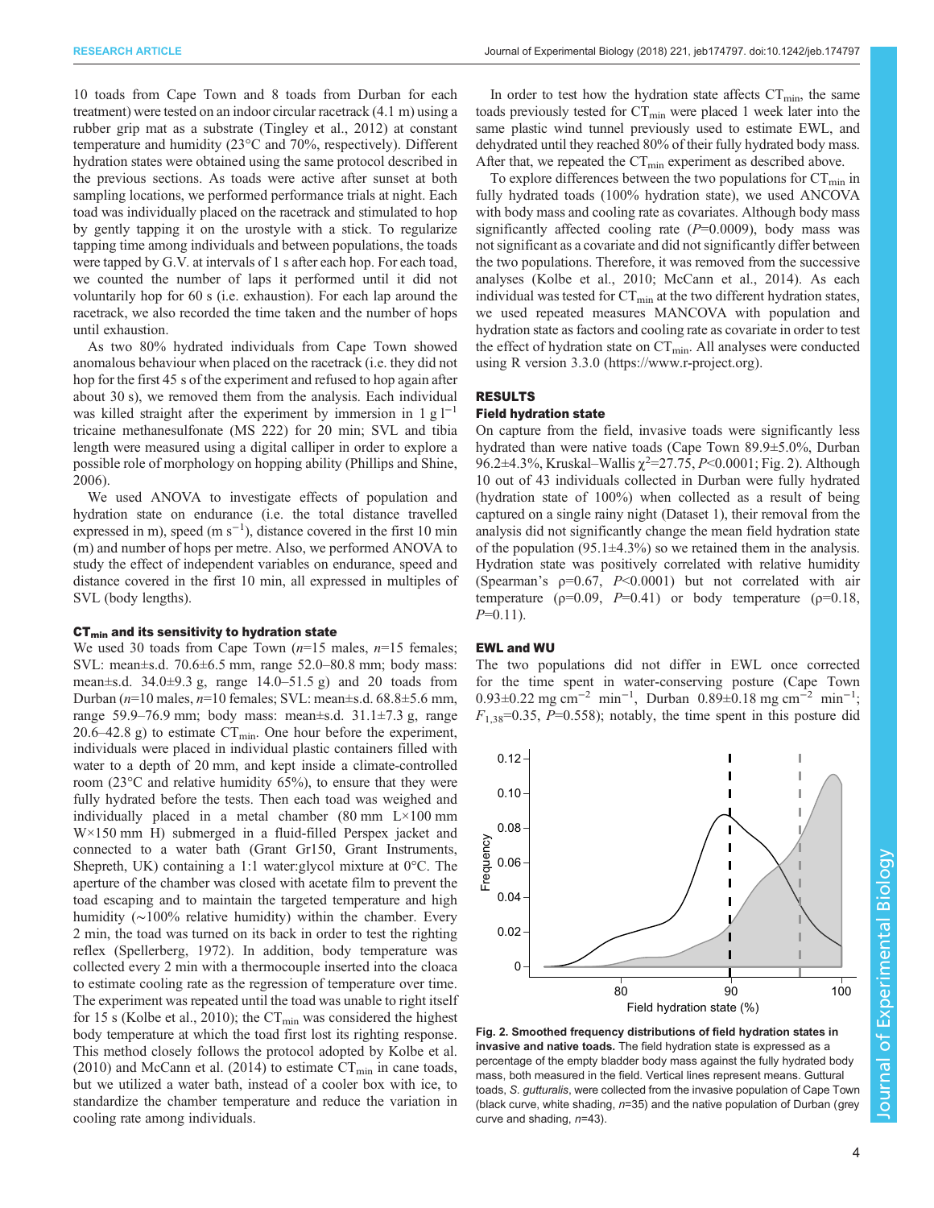10 toads from Cape Town and 8 toads from Durban for each treatment) were tested on an indoor circular racetrack (4.1 m) using a rubber grip mat as a substrate (Tingley et al., 2012) at constant temperature and humidity (23°C and 70%, respectively). Different hydration states were obtained using the same protocol described in the previous sections. As toads were active after sunset at both sampling locations, we performed performance trials at night. Each toad was individually placed on the racetrack and stimulated to hop by gently tapping it on the urostyle with a stick. To regularize tapping time among individuals and between populations, the toads were tapped by G.V. at intervals of 1 s after each hop. For each toad, we counted the number of laps it performed until it did not voluntarily hop for 60 s (i.e. exhaustion). For each lap around the racetrack, we also recorded the time taken and the number of hops until exhaustion.

As two 80% hydrated individuals from Cape Town showed anomalous behaviour when placed on the racetrack (i.e. they did not hop for the first 45 s of the experiment and refused to hop again after about 30 s), we removed them from the analysis. Each individual was killed straight after the experiment by immersion in 1 g $l^{-1}$ tricaine methanesulfonate (MS 222) for 20 min; SVL and tibia length were measured using a digital calliper in order to explore a possible role of morphology on hopping ability (Phillips and Shine, 2006).

We used ANOVA to investigate effects of population and hydration state on endurance (i.e. the total distance travelled expressed in m), speed (m $s^{-1}$), distance covered in the first 10 min (m) and number of hops per metre. Also, we performed ANOVA to study the effect of independent variables on endurance, speed and distance covered in the first 10 min, all expressed in multiples of SVL (body lengths).

### $CT_{min}$ and its sensitivity to hydration state

We used 30 toads from Cape Town (*n*=15 males, *n*=15 females; SVL: mean±s.d. 70.6±6.5 mm, range 52.0–80.8 mm; body mass: mean±s.d. 34.0±9.3 g, range 14.0–51.5 g) and 20 toads from Durban (*n*=10 males, *n*=10 females; SVL: mean±s.d. 68.8±5.6 mm, range 59.9–76.9 mm; body mass: mean±s.d. 31.1±7.3 g, range 20.6–42.8 g) to estimate $CT_{min}$. One hour before the experiment, individuals were placed in individual plastic containers filled with water to a depth of 20 mm, and kept inside a climate-controlled room (23°C and relative humidity 65%), to ensure that they were fully hydrated before the tests. Then each toad was weighed and individually placed in a metal chamber (80 mm L×100 mm W×150 mm H) submerged in a fluid-filled Perspex jacket and connected to a water bath (Grant Gr150, Grant Instruments, Shepreth, UK) containing a 1:1 water:glycol mixture at 0°C. The aperture of the chamber was closed with acetate film to prevent the toad escaping and to maintain the targeted temperature and high humidity (∼100% relative humidity) within the chamber. Every 2 min, the toad was turned on its back in order to test the righting reflex (Spellerberg, 1972). In addition, body temperature was collected every 2 min with a thermocouple inserted into the cloaca to estimate cooling rate as the regression of temperature over time. The experiment was repeated until the toad was unable to right itself for 15 s (Kolbe et al., 2010); the $CT_{min}$ was considered the highest body temperature at which the toad first lost its righting response. This method closely follows the protocol adopted by Kolbe et al. (2010) and McCann et al. (2014) to estimate $CT_{min}$ in cane toads, but we utilized a water bath, instead of a cooler box with ice, to standardize the chamber temperature and reduce the variation in cooling rate among individuals.

In order to test how the hydration state affects $CT_{min}$, the same toads previously tested for $CT_{min}$ were placed 1 week later into the same plastic wind tunnel previously used to estimate EWL, and dehydrated until they reached 80% of their fully hydrated body mass. After that, we repeated the $CT_{min}$ experiment as described above.

To explore differences between the two populations for $CT_{min}$ in fully hydrated toads (100% hydration state), we used ANCOVA with body mass and cooling rate as covariates. Although body mass significantly affected cooling rate (*P*=0.0009), body mass was not significant as a covariate and did not significantly differ between the two populations. Therefore, it was removed from the successive analyses (Kolbe et al., 2010; McCann et al., 2014). As each individual was tested for $CT_{min}$ at the two different hydration states, we used repeated measures MANCOVA with population and hydration state as factors and cooling rate as covariate in order to test the effect of hydration state on $CT_{min}$. All analyses were conducted using R version 3.3.0 (https://www.r-project.org).

## RESULTS

### Field hydration state

On capture from the field, invasive toads were significantly less hydrated than were native toads (Cape Town 89.9±5.0%, Durban 96.2±4.3%, Kruskal–Wallis $\chi^2$=27.75, *P*<0.0001; Fig. 2). Although 10 out of 43 individuals collected in Durban were fully hydrated (hydration state of 100%) when collected as a result of being captured on a single rainy night (Dataset 1), their removal from the analysis did not significantly change the mean field hydration state of the population (95.1±4.3%) so we retained them in the analysis. Hydration state was positively correlated with relative humidity (Spearman's ρ=0.67, *P*<0.0001) but not correlated with air temperature (ρ=0.09, *P*=0.41) or body temperature (ρ=0.18, *P*=0.11).

### EWL and WU

The two populations did not differ in EWL once corrected for the time spent in water-conserving posture (Cape Town 0.93±0.22 mg $cm^{-2}$ $min^{-1}$, Durban 0.89±0.18 mg $cm^{-2}$ $min^{-1}$; $F_{1,38}$=0.35, *P*=0.558); notably, the time spent in this posture did

**Fig. 2. Smoothed frequency distributions of field hydration states in invasive and native toads.** The field hydration state is expressed as a percentage of the empty bladder body mass against the fully hydrated body mass, both measured in the field. Vertical lines represent means. Guttural toads, *S. gutturalis*, were collected from the invasive population of Cape Town (black curve, white shading, *n*=35) and the native population of Durban (grey curve and shading, *n*=43).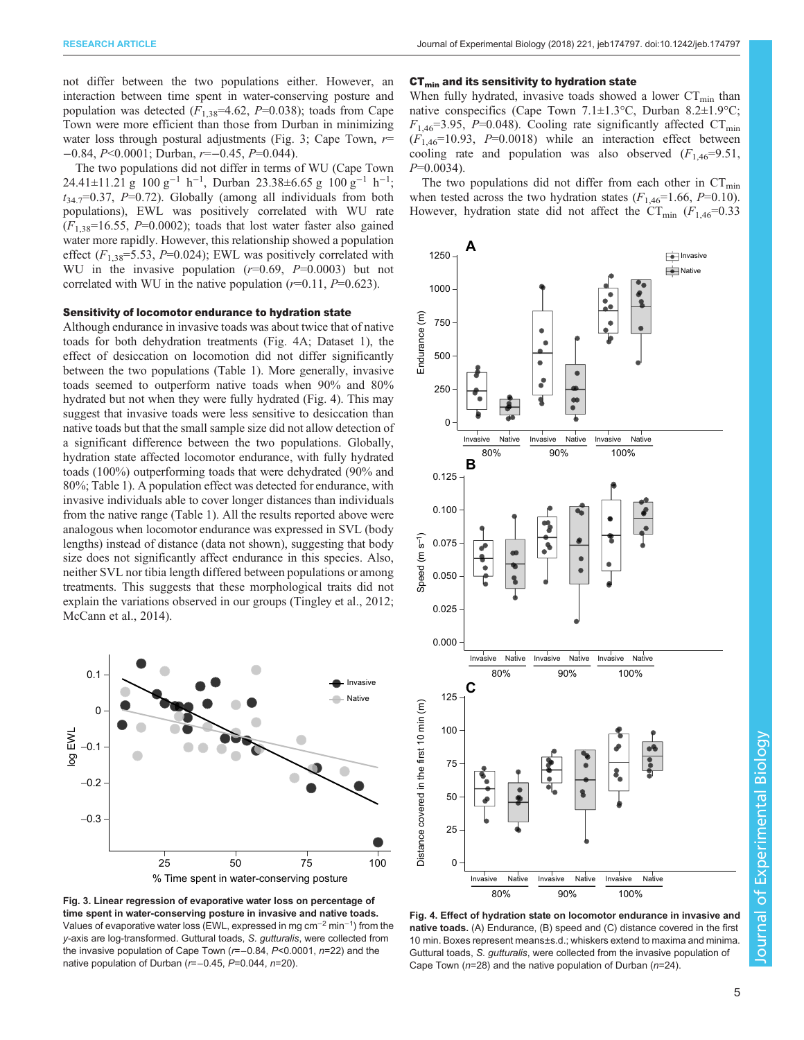not differ between the two populations either. However, an interaction between time spent in water-conserving posture and population was detected ($F_{1,38}$=4.62, $P$=0.038); toads from Cape Town were more efficient than those from Durban in minimizing water loss through postural adjustments (Fig. 3; Cape Town, $r$=−0.84, $P$<0.0001; Durban, $r$=−0.45, $P$=0.044).

The two populations did not differ in terms of WU (Cape Town 24.41±11.21 g 100 $g^{-1}$ $h^{-1}$, Durban 23.38±6.65 g 100 $g^{-1}$ $h^{-1}$; $t_{34.7}$=0.37, $P$=0.72). Globally (among all individuals from both populations), EWL was positively correlated with WU rate ($F_{1,38}$=16.55, $P$=0.0002); toads that lost water faster also gained water more rapidly. However, this relationship showed a population effect ($F_{1,38}$=5.53, $P$=0.024); EWL was positively correlated with WU in the invasive population ($r$=0.69, $P$=0.0003) but not correlated with WU in the native population ($r$=0.11, $P$=0.623).

### Sensitivity of locomotor endurance to hydration state

Although endurance in invasive toads was about twice that of native toads for both dehydration treatments (Fig. 4A; Dataset 1), the effect of desiccation on locomotion did not differ significantly between the two populations (Table 1). More generally, invasive toads seemed to outperform native toads when 90% and 80% hydrated but not when they were fully hydrated (Fig. 4). This may suggest that invasive toads were less sensitive to desiccation than native toads but that the small sample size did not allow detection of a significant difference between the two populations. Globally, hydration state affected locomotor endurance, with fully hydrated toads (100%) outperforming toads that were dehydrated (90% and 80%; Table 1). A population effect was detected for endurance, with invasive individuals able to cover longer distances than individuals from the native range (Table 1). All the results reported above were analogous when locomotor endurance was expressed in SVL (body lengths) instead of distance (data not shown), suggesting that body size does not significantly affect endurance in this species. Also, neither SVL nor tibia length differed between populations or among treatments. This suggests that these morphological traits did not explain the variations observed in our groups (Tingley et al., 2012; McCann et al., 2014).

**Fig. 3. Linear regression of evaporative water loss on percentage of time spent in water-conserving posture in invasive and native toads.** Values of evaporative water loss (EWL, expressed in mg $cm^{-2}$ $min^{-1}$) from the $y$-axis are log-transformed. Guttural toads, *S. gutturalis*, were collected from the invasive population of Cape Town ($r$=−0.84, $P$<0.0001, $n$=22) and the native population of Durban ($r$=−0.45, $P$=0.044, $n$=20).

### $CT_{min}$ and its sensitivity to hydration state

When fully hydrated, invasive toads showed a lower $CT_{min}$ than native conspecifics (Cape Town 7.1±1.3°C, Durban 8.2±1.9°C; $F_{1,46}$=3.95, $P$=0.048). Cooling rate significantly affected $CT_{min}$ ($F_{1,46}$=10.93, $P$=0.0018) while an interaction effect between cooling rate and population was also observed ($F_{1,46}$=9.51, $P$=0.0034).

The two populations did not differ from each other in $CT_{min}$ when tested across the two hydration states ($F_{1,46}$=1.66, $P$=0.10). However, hydration state did not affect the $CT_{min}$ ($F_{1,46}$=0.33

**Fig. 4. Effect of hydration state on locomotor endurance in invasive and native toads.** (A) Endurance, (B) speed and (C) distance covered in the first 10 min. Boxes represent means±s.d.; whiskers extend to maxima and minima. Guttural toads, *S. gutturalis*, were collected from the invasive population of Cape Town ($n$=28) and the native population of Durban ($n$=24).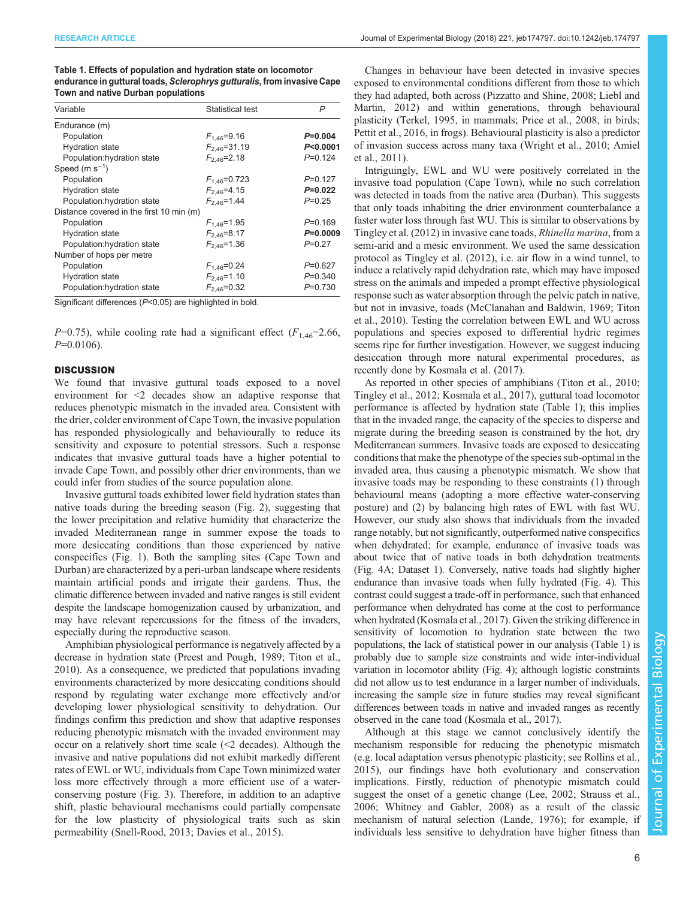**Table 1. Effects of population and hydration state on locomotor endurance in guttural toads, *Sclerophrys gutturalis*, from invasive Cape Town and native Durban populations**

| Variable | Statistical test | *P* |
|---|---|---|
| Endurance (m) | | |
| Population | $F_{1,46}$=9.16 | ***P*=0.004** |
| Hydration state | $F_{2,46}$=31.19 | ***P*<0.0001** |
| Population:hydration state | $F_{2,46}$=2.18 | *P*=0.124 |
| Speed (m $s^{-1}$) | | |
| Population | $F_{1,46}$=0.723 | *P*=0.127 |
| Hydration state | $F_{2,46}$=4.15 | ***P*=0.022** |
| Population:hydration state | $F_{2,46}$=1.44 | *P*=0.25 |
| Distance covered in the first 10 min (m) | | |
| Population | $F_{1,46}$=1.95 | *P*=0.169 |
| Hydration state | $F_{2,46}$=8.17 | ***P*=0.0009** |
| Population:hydration state | $F_{2,46}$=1.36 | *P*=0.27 |
| Number of hops per metre | | |
| Population | $F_{1,46}$=0.24 | *P*=0.627 |
| Hydration state | $F_{2,46}$=1.10 | *P*=0.340 |
| Population:hydration state | $F_{2,46}$=0.32 | *P*=0.730 |

Significant differences (*P*<0.05) are highlighted in bold.

*P*=0.75), while cooling rate had a significant effect ($F_{1,46}$=2.66, *P*=0.0106).

## DISCUSSION

We found that invasive guttural toads exposed to a novel environment for <2 decades show an adaptive response that reduces phenotypic mismatch in the invaded area. Consistent with the drier, colder environment of Cape Town, the invasive population has responded physiologically and behaviourally to reduce its sensitivity and exposure to potential stressors. Such a response indicates that invasive guttural toads have a higher potential to invade Cape Town, and possibly other drier environments, than we could infer from studies of the source population alone.

Invasive guttural toads exhibited lower field hydration states than native toads during the breeding season (Fig. 2), suggesting that the lower precipitation and relative humidity that characterize the invaded Mediterranean range in summer expose the toads to more desiccating conditions than those experienced by native conspecifics (Fig. 1). Both the sampling sites (Cape Town and Durban) are characterized by a peri-urban landscape where residents maintain artificial ponds and irrigate their gardens. Thus, the climatic difference between invaded and native ranges is still evident despite the landscape homogenization caused by urbanization, and may have relevant repercussions for the fitness of the invaders, especially during the reproductive season.

Amphibian physiological performance is negatively affected by a decrease in hydration state (Preest and Pough, 1989; Titon et al., 2010). As a consequence, we predicted that populations invading environments characterized by more desiccating conditions should respond by regulating water exchange more effectively and/or developing lower physiological sensitivity to dehydration. Our findings confirm this prediction and show that adaptive responses reducing phenotypic mismatch with the invaded environment may occur on a relatively short time scale (<2 decades). Although the invasive and native populations did not exhibit markedly different rates of EWL or WU, individuals from Cape Town minimized water loss more effectively through a more efficient use of a water-conserving posture (Fig. 3). Therefore, in addition to an adaptive shift, plastic behavioural mechanisms could partially compensate for the low plasticity of physiological traits such as skin permeability (Snell-Rood, 2013; Davies et al., 2015).

Changes in behaviour have been detected in invasive species exposed to environmental conditions different from those to which they had adapted, both across (Pizzatto and Shine, 2008; Liebl and Martin, 2012) and within generations, through behavioural plasticity (Terkel, 1995, in mammals; Price et al., 2008, in birds; Pettit et al., 2016, in frogs). Behavioural plasticity is also a predictor of invasion success across many taxa (Wright et al., 2010; Amiel et al., 2011).

Intriguingly, EWL and WU were positively correlated in the invasive toad population (Cape Town), while no such correlation was detected in toads from the native area (Durban). This suggests that only toads inhabiting the drier environment counterbalance a faster water loss through fast WU. This is similar to observations by Tingley et al. (2012) in invasive cane toads, *Rhinella marina*, from a semi-arid and a mesic environment. We used the same dessication protocol as Tingley et al. (2012), i.e. air flow in a wind tunnel, to induce a relatively rapid dehydration rate, which may have imposed stress on the animals and impeded a prompt effective physiological response such as water absorption through the pelvic patch in native, but not in invasive, toads (McClanahan and Baldwin, 1969; Titon et al., 2010). Testing the correlation between EWL and WU across populations and species exposed to differential hydric regimes seems ripe for further investigation. However, we suggest inducing desiccation through more natural experimental procedures, as recently done by Kosmala et al. (2017).

As reported in other species of amphibians (Titon et al., 2010; Tingley et al., 2012; Kosmala et al., 2017), guttural toad locomotor performance is affected by hydration state (Table 1); this implies that in the invaded range, the capacity of the species to disperse and migrate during the breeding season is constrained by the hot, dry Mediterranean summers. Invasive toads are exposed to desiccating conditions that make the phenotype of the species sub-optimal in the invaded area, thus causing a phenotypic mismatch. We show that invasive toads may be responding to these constraints (1) through behavioural means (adopting a more effective water-conserving posture) and (2) by balancing high rates of EWL with fast WU. However, our study also shows that individuals from the invaded range notably, but not significantly, outperformed native conspecifics when dehydrated; for example, endurance of invasive toads was about twice that of native toads in both dehydration treatments (Fig. 4A; Dataset 1). Conversely, native toads had slightly higher endurance than invasive toads when fully hydrated (Fig. 4). This contrast could suggest a trade-off in performance, such that enhanced performance when dehydrated has come at the cost to performance when hydrated (Kosmala et al., 2017). Given the striking difference in sensitivity of locomotion to hydration state between the two populations, the lack of statistical power in our analysis (Table 1) is probably due to sample size constraints and wide inter-individual variation in locomotor ability (Fig. 4); although logistic constraints did not allow us to test endurance in a larger number of individuals, increasing the sample size in future studies may reveal significant differences between toads in native and invaded ranges as recently observed in the cane toad (Kosmala et al., 2017).

Although at this stage we cannot conclusively identify the mechanism responsible for reducing the phenotypic mismatch (e.g. local adaptation versus phenotypic plasticity; see Rollins et al., 2015), our findings have both evolutionary and conservation implications. Firstly, reduction of phenotypic mismatch could suggest the onset of a genetic change (Lee, 2002; Strauss et al., 2006; Whitney and Gabler, 2008) as a result of the classic mechanism of natural selection (Lande, 1976); for example, if individuals less sensitive to dehydration have higher fitness than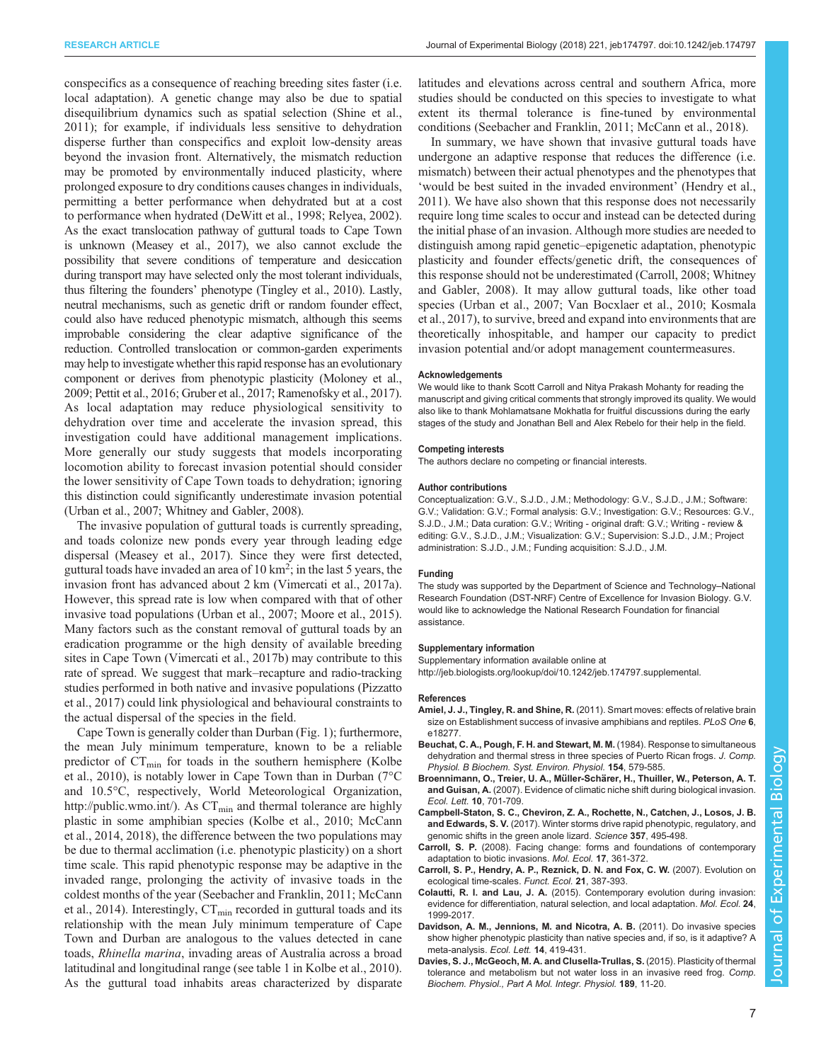conspecifics as a consequence of reaching breeding sites faster (i.e. local adaptation). A genetic change may also be due to spatial disequilibrium dynamics such as spatial selection (Shine et al., 2011); for example, if individuals less sensitive to dehydration disperse further than conspecifics and exploit low-density areas beyond the invasion front. Alternatively, the mismatch reduction may be promoted by environmentally induced plasticity, where prolonged exposure to dry conditions causes changes in individuals, permitting a better performance when dehydrated but at a cost to performance when hydrated (DeWitt et al., 1998; Relyea, 2002). As the exact translocation pathway of guttural toads to Cape Town is unknown (Measey et al., 2017), we also cannot exclude the possibility that severe conditions of temperature and desiccation during transport may have selected only the most tolerant individuals, thus filtering the founders' phenotype (Tingley et al., 2010). Lastly, neutral mechanisms, such as genetic drift or random founder effect, could also have reduced phenotypic mismatch, although this seems improbable considering the clear adaptive significance of the reduction. Controlled translocation or common-garden experiments may help to investigate whether this rapid response has an evolutionary component or derives from phenotypic plasticity (Moloney et al., 2009; Pettit et al., 2016; Gruber et al., 2017; Ramenofsky et al., 2017). As local adaptation may reduce physiological sensitivity to dehydration over time and accelerate the invasion spread, this investigation could have additional management implications. More generally our study suggests that models incorporating locomotion ability to forecast invasion potential should consider the lower sensitivity of Cape Town toads to dehydration; ignoring this distinction could significantly underestimate invasion potential (Urban et al., 2007; Whitney and Gabler, 2008).

The invasive population of guttural toads is currently spreading, and toads colonize new ponds every year through leading edge dispersal (Measey et al., 2017). Since they were first detected, guttural toads have invaded an area of 10 $km^2$; in the last 5 years, the invasion front has advanced about 2 km (Vimercati et al., 2017a). However, this spread rate is low when compared with that of other invasive toad populations (Urban et al., 2007; Moore et al., 2015). Many factors such as the constant removal of guttural toads by an eradication programme or the high density of available breeding sites in Cape Town (Vimercati et al., 2017b) may contribute to this rate of spread. We suggest that mark–recapture and radio-tracking studies performed in both native and invasive populations (Pizzatto et al., 2017) could link physiological and behavioural constraints to the actual dispersal of the species in the field.

Cape Town is generally colder than Durban (Fig. 1); furthermore, the mean July minimum temperature, known to be a reliable predictor of $CT_{min}$ for toads in the southern hemisphere (Kolbe et al., 2010), is notably lower in Cape Town than in Durban (7°C and 10.5°C, respectively, World Meteorological Organization, http://public.wmo.int/). As $CT_{min}$ and thermal tolerance are highly plastic in some amphibian species (Kolbe et al., 2010; McCann et al., 2014, 2018), the difference between the two populations may be due to thermal acclimation (i.e. phenotypic plasticity) on a short time scale. This rapid phenotypic response may be adaptive in the invaded range, prolonging the activity of invasive toads in the coldest months of the year (Seebacher and Franklin, 2011; McCann et al., 2014). Interestingly, $CT_{min}$ recorded in guttural toads and its relationship with the mean July minimum temperature of Cape Town and Durban are analogous to the values detected in cane toads, *Rhinella marina*, invading areas of Australia across a broad latitudinal and longitudinal range (see table 1 in Kolbe et al., 2010). As the guttural toad inhabits areas characterized by disparate latitudes and elevations across central and southern Africa, more studies should be conducted on this species to investigate to what extent its thermal tolerance is fine-tuned by environmental conditions (Seebacher and Franklin, 2011; McCann et al., 2018).

In summary, we have shown that invasive guttural toads have undergone an adaptive response that reduces the difference (i.e. mismatch) between their actual phenotypes and the phenotypes that 'would be best suited in the invaded environment' (Hendry et al., 2011). We have also shown that this response does not necessarily require long time scales to occur and instead can be detected during the initial phase of an invasion. Although more studies are needed to distinguish among rapid genetic–epigenetic adaptation, phenotypic plasticity and founder effects/genetic drift, the consequences of this response should not be underestimated (Carroll, 2008; Whitney and Gabler, 2008). It may allow guttural toads, like other toad species (Urban et al., 2007; Van Bocxlaer et al., 2010; Kosmala et al., 2017), to survive, breed and expand into environments that are theoretically inhospitable, and hamper our capacity to predict invasion potential and/or adopt management countermeasures.

#### Acknowledgements
We would like to thank Scott Carroll and Nitya Prakash Mohanty for reading the manuscript and giving critical comments that strongly improved its quality. We would also like to thank Mohlamatsane Mokhatla for fruitful discussions during the early stages of the study and Jonathan Bell and Alex Rebelo for their help in the field.

#### Competing interests
The authors declare no competing or financial interests.

#### Author contributions
Conceptualization: G.V., S.J.D., J.M.; Methodology: G.V., S.J.D., J.M.; Software: G.V.; Validation: G.V.; Formal analysis: G.V.; Investigation: G.V.; Resources: G.V., S.J.D., J.M.; Data curation: G.V.; Writing - original draft: G.V.; Writing - review & editing: G.V., S.J.D., J.M.; Visualization: G.V.; Supervision: S.J.D., J.M.; Project administration: S.J.D., J.M.; Funding acquisition: S.J.D., J.M.

#### Funding
The study was supported by the Department of Science and Technology–National Research Foundation (DST-NRF) Centre of Excellence for Invasion Biology. G.V. would like to acknowledge the National Research Foundation for financial assistance.

#### Supplementary information
Supplementary information available online at http://jeb.biologists.org/lookup/doi/10.1242/jeb.174797.supplemental.

#### References
**Amiel, J. J., Tingley, R. and Shine, R.** (2011). Smart moves: effects of relative brain size on Establishment success of invasive amphibians and reptiles. *PLoS One* **6**, e18277.

**Beuchat, C. A., Pough, F. H. and Stewart, M. M.** (1984). Response to simultaneous dehydration and thermal stress in three species of Puerto Rican frogs. *J. Comp. Physiol. B Biochem. Syst. Environ. Physiol.* **154**, 579-585.

**Broennimann, O., Treier, U. A., Müller-Schärer, H., Thuiller, W., Peterson, A. T. and Guisan, A.** (2007). Evidence of climatic niche shift during biological invasion. *Ecol. Lett.* **10**, 701-709.

**Campbell-Staton, S. C., Cheviron, Z. A., Rochette, N., Catchen, J., Losos, J. B. and Edwards, S. V.** (2017). Winter storms drive rapid phenotypic, regulatory, and genomic shifts in the green anole lizard. *Science* **357**, 495-498.

**Carroll, S. P.** (2008). Facing change: forms and foundations of contemporary adaptation to biotic invasions. *Mol. Ecol.* **17**, 361-372.

**Carroll, S. P., Hendry, A. P., Reznick, D. N. and Fox, C. W.** (2007). Evolution on ecological time-scales. *Funct. Ecol.* **21**, 387-393.

**Colautti, R. I. and Lau, J. A.** (2015). Contemporary evolution during invasion: evidence for differentiation, natural selection, and local adaptation. *Mol. Ecol.* **24**, 1999-2017.

**Davidson, A. M., Jennions, M. and Nicotra, A. B.** (2011). Do invasive species show higher phenotypic plasticity than native species and, if so, is it adaptive? A meta-analysis. *Ecol. Lett.* **14**, 419-431.

**Davies, S. J., McGeoch, M. A. and Clusella-Trullas, S.** (2015). Plasticity of thermal tolerance and metabolism but not water loss in an invasive reed frog. *Comp. Biochem. Physiol., Part A Mol. Integr. Physiol.* **189**, 11-20.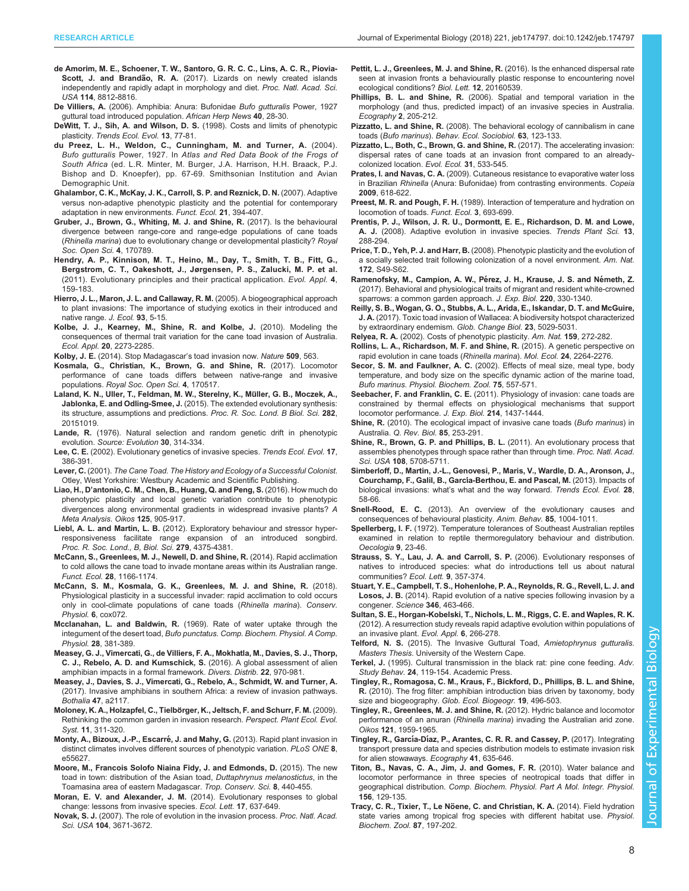**de Amorim, M. E., Schoener, T. W., Santoro, G. R. C. C., Lins, A. C. R., Piovia-Scott, J. and Brandão, R. A.** (2017). Lizards on newly created islands independently and rapidly adapt in morphology and diet. *Proc. Natl. Acad. Sci. USA* **114**, 8812-8816.

**De Villiers, A.** (2006). Amphibia: Anura: Bufonidae *Bufo gutturalis* Power, 1927 guttural toad introduced population. *African Herp News* **40**, 28-30.

**DeWitt, T. J., Sih, A. and Wilson, D. S.** (1998). Costs and limits of phenotypic plasticity. *Trends Ecol. Evol.* **13**, 77-81.

**du Preez, L. H., Weldon, C., Cunningham, M. and Turner, A.** (2004). *Bufo gutturalis* Power, 1927. In *Atlas and Red Data Book of the Frogs of South Africa* (ed. L.R. Minter, M. Burger, J.A. Harrison, H.H. Braack, P.J. Bishop and D. Knoepfer), pp. 67-69. Smithsonian Institution and Avian Demographic Unit.

**Ghalambor, C. K., McKay, J. K., Carroll, S. P. and Reznick, D. N.** (2007). Adaptive versus non-adaptive phenotypic plasticity and the potential for contemporary adaptation in new environments. *Funct. Ecol.* **21**, 394-407.

**Gruber, J., Brown, G., Whiting, M. J. and Shine, R.** (2017). Is the behavioural divergence between range-core and range-edge populations of cane toads (*Rhinella marina*) due to evolutionary change or developmental plasticity? *Royal Soc. Open Sci.* **4**, 170789.

**Hendry, A. P., Kinnison, M. T., Heino, M., Day, T., Smith, T. B., Fitt, G., Bergstrom, C. T., Oakeshott, J., Jørgensen, P. S., Zalucki, M. P. et al.** (2011). Evolutionary principles and their practical application. *Evol. Appl.* **4**, 159-183.

**Hierro, J. L., Maron, J. L. and Callaway, R. M.** (2005). A biogeographical approach to plant invasions: The importance of studying exotics in their introduced and native range. *J. Ecol.* **93**, 5-15.

**Kolbe, J. J., Kearney, M., Shine, R. and Kolbe, J.** (2010). Modeling the consequences of thermal trait variation for the cane toad invasion of Australia. *Ecol. Appl.* **20**, 2273-2285.

**Kolby, J. E.** (2014). Stop Madagascar's toad invasion now. *Nature* **509**, 563.

**Kosmala, G., Christian, K., Brown, G. and Shine, R.** (2017). Locomotor performance of cane toads differs between native-range and invasive populations. *Royal Soc. Open Sci.* **4**, 170517.

**Laland, K. N., Uller, T., Feldman, M. W., Sterelny, K., Müller, G. B., Moczek, A., Jablonka, E. and Odling-Smee, J.** (2015). The extended evolutionary synthesis: its structure, assumptions and predictions. *Proc. R. Soc. Lond. B Biol. Sci.* **282**, 20151019.

**Lande, R.** (1976). Natural selection and random genetic drift in phenotypic evolution. *Source: Evolution* **30**, 314-334.

**Lee, C. E.** (2002). Evolutionary genetics of invasive species. *Trends Ecol. Evol.* **17**, 386-391.

**Lever, C.** (2001). *The Cane Toad. The History and Ecology of a Successful Colonist.* Otley, West Yorkshire: Westbury Academic and Scientific Publishing.

**Liao, H., D'antonio, C. M., Chen, B., Huang, Q. and Peng, S.** (2016). How much do phenotypic plasticity and local genetic variation contribute to phenotypic divergences along environmental gradients in widespread invasive plants? *A Meta Analysis. Oikos* **125**, 905-917.

**Liebl, A. L. and Martin, L. B.** (2012). Exploratory behaviour and stressor hyper-responsiveness facilitate range expansion of an introduced songbird. *Proc. R. Soc. Lond., B, Biol. Sci.* **279**, 4375-4381.

**McCann, S., Greenlees, M. J., Newell, D. and Shine, R.** (2014). Rapid acclimation to cold allows the cane toad to invade montane areas within its Australian range. *Funct. Ecol.* **28**, 1166-1174.

**McCann, S. M., Kosmala, G. K., Greenlees, M. J. and Shine, R.** (2018). Physiological plasticity in a successful invader: rapid acclimation to cold occurs only in cool-climate populations of cane toads (*Rhinella marina*). *Conserv. Physiol.* **6**, cox072.

**Mcclanahan, L. and Baldwin, R.** (1969). Rate of water uptake through the integument of the desert toad, *Bufo punctatus*. *Comp. Biochem. Physiol. A Comp. Physiol.* **28**, 381-389.

**Measey, G. J., Vimercati, G., de Villiers, F. A., Mokhatla, M., Davies, S. J., Thorp, C. J., Rebelo, A. D. and Kumschick, S.** (2016). A global assessment of alien amphibian impacts in a formal framework. *Divers. Distrib.* **22**, 970-981.

**Measey, J., Davies, S. J., Vimercati, G., Rebelo, A., Schmidt, W. and Turner, A.** (2017). Invasive amphibians in southern Africa: a review of invasion pathways. *Bothalia* **47**, a2117.

**Moloney, K. A., Holzapfel, C., Tielbörger, K., Jeltsch, F. and Schurr, F. M.** (2009). Rethinking the common garden in invasion research. *Perspect. Plant Ecol. Evol. Syst.* **11**, 311-320.

**Monty, A., Bizoux, J.-P., Escarré, J. and Mahy, G.** (2013). Rapid plant invasion in distinct climates involves different sources of phenotypic variation. *PLoS ONE* **8**, e55627.

**Moore, M., Francois Solofo Niaina Fidy, J. and Edmonds, D.** (2015). The new toad in town: distribution of the Asian toad, *Duttaphrynus melanostictus*, in the Toamasina area of eastern Madagascar. *Trop. Conserv. Sci.* **8**, 440-455.

**Moran, E. V. and Alexander, J. M.** (2014). Evolutionary responses to global change: lessons from invasive species. *Ecol. Lett.* **17**, 637-649.

**Novak, S. J.** (2007). The role of evolution in the invasion process. *Proc. Natl. Acad. Sci. USA* **104**, 3671-3672.

**Pettit, L. J., Greenlees, M. J. and Shine, R.** (2016). Is the enhanced dispersal rate seen at invasion fronts a behaviourally plastic response to encountering novel ecological conditions? *Biol. Lett.* **12**, 20160539.

**Phillips, B. L. and Shine, R.** (2006). Spatial and temporal variation in the morphology (and thus, predicted impact) of an invasive species in Australia. *Ecography* **2**, 205-212.

**Pizzatto, L. and Shine, R.** (2008). The behavioral ecology of cannibalism in cane toads (*Bufo marinus*). *Behav. Ecol. Sociobiol.* **63**, 123-133.

**Pizzatto, L., Both, C., Brown, G. and Shine, R.** (2017). The accelerating invasion: dispersal rates of cane toads at an invasion front compared to an already-colonized location. *Evol. Ecol.* **31**, 533-545.

**Prates, I. and Navas, C. A.** (2009). Cutaneous resistance to evaporative water loss in Brazilian *Rhinella* (Anura: Bufonidae) from contrasting environments. *Copeia* **2009**, 618-622.

**Preest, M. R. and Pough, F. H.** (1989). Interaction of temperature and hydration on locomotion of toads. *Funct. Ecol.* **3**, 693-699.

**Prentis, P. J., Wilson, J. R. U., Dormontt, E. E., Richardson, D. M. and Lowe, A. J.** (2008). Adaptive evolution in invasive species. *Trends Plant Sci.* **13**, 288-294.

**Price, T. D., Yeh, P. J. and Harr, B.** (2008). Phenotypic plasticity and the evolution of a socially selected trait following colonization of a novel environment. *Am. Nat.* **172**, S49-S62.

**Ramenofsky, M., Campion, A. W., Pérez, J. H., Krause, J. S. and Németh, Z.** (2017). Behavioral and physiological traits of migrant and resident white-crowned sparrows: a common garden approach. *J. Exp. Biol.* **220**, 330-1340.

**Reilly, S. B., Wogan, G. O., Stubbs, A. L., Arida, E., Iskandar, D. T. and McGuire, J. A.** (2017). Toxic toad invasion of Wallacea: A biodiversity hotspot characterized by extraordinary endemism. *Glob. Change Biol.* **23**, 5029-5031.

**Relyea, R. A.** (2002). Costs of phenotypic plasticity. *Am. Nat.* **159**, 272-282.

**Rollins, L. A., Richardson, M. F. and Shine, R.** (2015). A genetic perspective on rapid evolution in cane toads (*Rhinella marina*). *Mol. Ecol.* **24**, 2264-2276.

**Secor, S. M. and Faulkner, A. C.** (2002). Effects of meal size, meal type, body temperature, and body size on the specific dynamic action of the marine toad, *Bufo marinus*. *Physiol. Biochem. Zool.* **75**, 557-571.

**Seebacher, F. and Franklin, C. E.** (2011). Physiology of invasion: cane toads are constrained by thermal effects on physiological mechanisms that support locomotor performance. *J. Exp. Biol.* **214**, 1437-1444.

**Shine, R.** (2010). The ecological impact of invasive cane toads (*Bufo marinus*) in Australia. *Q. Rev. Biol.* **85**, 253-291.

**Shine, R., Brown, G. P. and Phillips, B. L.** (2011). An evolutionary process that assembles phenotypes through space rather than through time. *Proc. Natl. Acad. Sci. USA* **108**, 5708-5711.

**Simberloff, D., Martin, J.-L., Genovesi, P., Maris, V., Wardle, D. A., Aronson, J., Courchamp, F., Galil, B., García-Berthou, E. and Pascal, M.** (2013). Impacts of biological invasions: what's what and the way forward. *Trends Ecol. Evol.* **28**, 58-66.

**Snell-Rood, E. C.** (2013). An overview of the evolutionary causes and consequences of behavioural plasticity. *Anim. Behav.* **85**, 1004-1011.

**Spellerberg, I. F.** (1972). Temperature tolerances of Southeast Australian reptiles examined in relation to reptile thermoregulatory behaviour and distribution. *Oecologia* **9**, 23-46.

**Strauss, S. Y., Lau, J. A. and Carroll, S. P.** (2006). Evolutionary responses of natives to introduced species: what do introductions tell us about natural communities? *Ecol. Lett.* **9**, 357-374.

**Stuart, Y. E., Campbell, T. S., Hohenlohe, P. A., Reynolds, R. G., Revell, L. J. and Losos, J. B.** (2014). Rapid evolution of a native species following invasion by a congener. *Science* **346**, 463-466.

**Sultan, S. E., Horgan-Kobelski, T., Nichols, L. M., Riggs, C. E. and Waples, R. K.** (2012). A resurrection study reveals rapid adaptive evolution within populations of an invasive plant. *Evol. Appl.* **6**, 266-278.

**Telford, N. S.** (2015). The Invasive Guttural Toad, *Amietophrynus gutturalis*. *Masters Thesis*. University of the Western Cape.

**Terkel, J.** (1995). Cultural transmission in the black rat: pine cone feeding. *Adv. Study Behav.* **24**, 119-154. Academic Press.

**Tingley, R., Romagosa, C. M., Kraus, F., Bickford, D., Phillips, B. L. and Shine, R.** (2010). The frog filter: amphibian introduction bias driven by taxonomy, body size and biogeography. *Glob. Ecol. Biogeogr.* **19**, 496-503.

**Tingley, R., Greenlees, M. J. and Shine, R.** (2012). Hydric balance and locomotor performance of an anuran (*Rhinella marina*) invading the Australian arid zone. *Oikos* **121**, 1959-1965.

**Tingley, R., García-Díaz, P., Arantes, C. R. R. and Cassey, P.** (2017). Integrating transport pressure data and species distribution models to estimate invasion risk for alien stowaways. *Ecography* **41**, 635-646.

**Titon, B., Navas, C. A., Jim, J. and Gomes, F. R.** (2010). Water balance and locomotor performance in three species of neotropical toads that differ in geographical distribution. *Comp. Biochem. Physiol. Part A Mol. Integr. Physiol.* **156**, 129-135.

**Tracy, C. R., Tixier, T., Le Nöene, C. and Christian, K. A.** (2014). Field hydration state varies among tropical frog species with different habitat use. *Physiol. Biochem. Zool.* **87**, 197-202.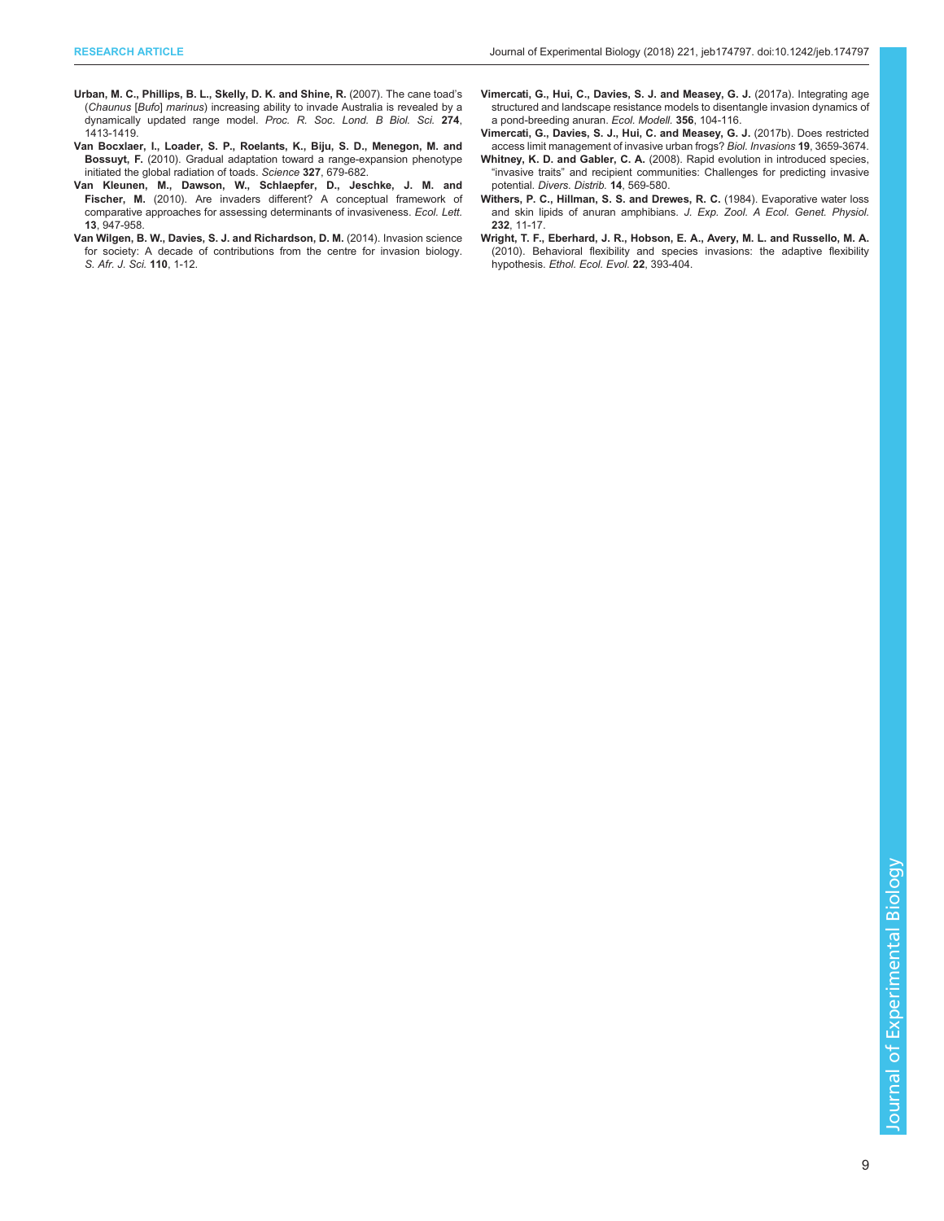**Urban, M. C., Phillips, B. L., Skelly, D. K. and Shine, R.** (2007). The cane toad's (*Chaunus* [*Bufo*] *marinus*) increasing ability to invade Australia is revealed by a dynamically updated range model. *Proc. R. Soc. Lond. B Biol. Sci.* **274**, 1413-1419.

**Van Bocxlaer, I., Loader, S. P., Roelants, K., Biju, S. D., Menegon, M. and Bossuyt, F.** (2010). Gradual adaptation toward a range-expansion phenotype initiated the global radiation of toads. *Science* **327**, 679-682.

**Van Kleunen, M., Dawson, W., Schlaepfer, D., Jeschke, J. M. and Fischer, M.** (2010). Are invaders different? A conceptual framework of comparative approaches for assessing determinants of invasiveness. *Ecol. Lett.* **13**, 947-958.

**Van Wilgen, B. W., Davies, S. J. and Richardson, D. M.** (2014). Invasion science for society: A decade of contributions from the centre for invasion biology. *S. Afr. J. Sci.* **110**, 1-12.

**Vimercati, G., Hui, C., Davies, S. J. and Measey, G. J.** (2017a). Integrating age structured and landscape resistance models to disentangle invasion dynamics of a pond-breeding anuran. *Ecol. Modell.* **356**, 104-116.

**Vimercati, G., Davies, S. J., Hui, C. and Measey, G. J.** (2017b). Does restricted access limit management of invasive urban frogs? *Biol. Invasions* **19**, 3659-3674.

**Whitney, K. D. and Gabler, C. A.** (2008). Rapid evolution in introduced species, "invasive traits" and recipient communities: Challenges for predicting invasive potential. *Divers. Distrib.* **14**, 569-580.

**Withers, P. C., Hillman, S. S. and Drewes, R. C.** (1984). Evaporative water loss and skin lipids of anuran amphibians. *J. Exp. Zool. A Ecol. Genet. Physiol.* **232**, 11-17.

**Wright, T. F., Eberhard, J. R., Hobson, E. A., Avery, M. L. and Russello, M. A.** (2010). Behavioral flexibility and species invasions: the adaptive flexibility hypothesis. *Ethol. Ecol. Evol.* **22**, 393-404.